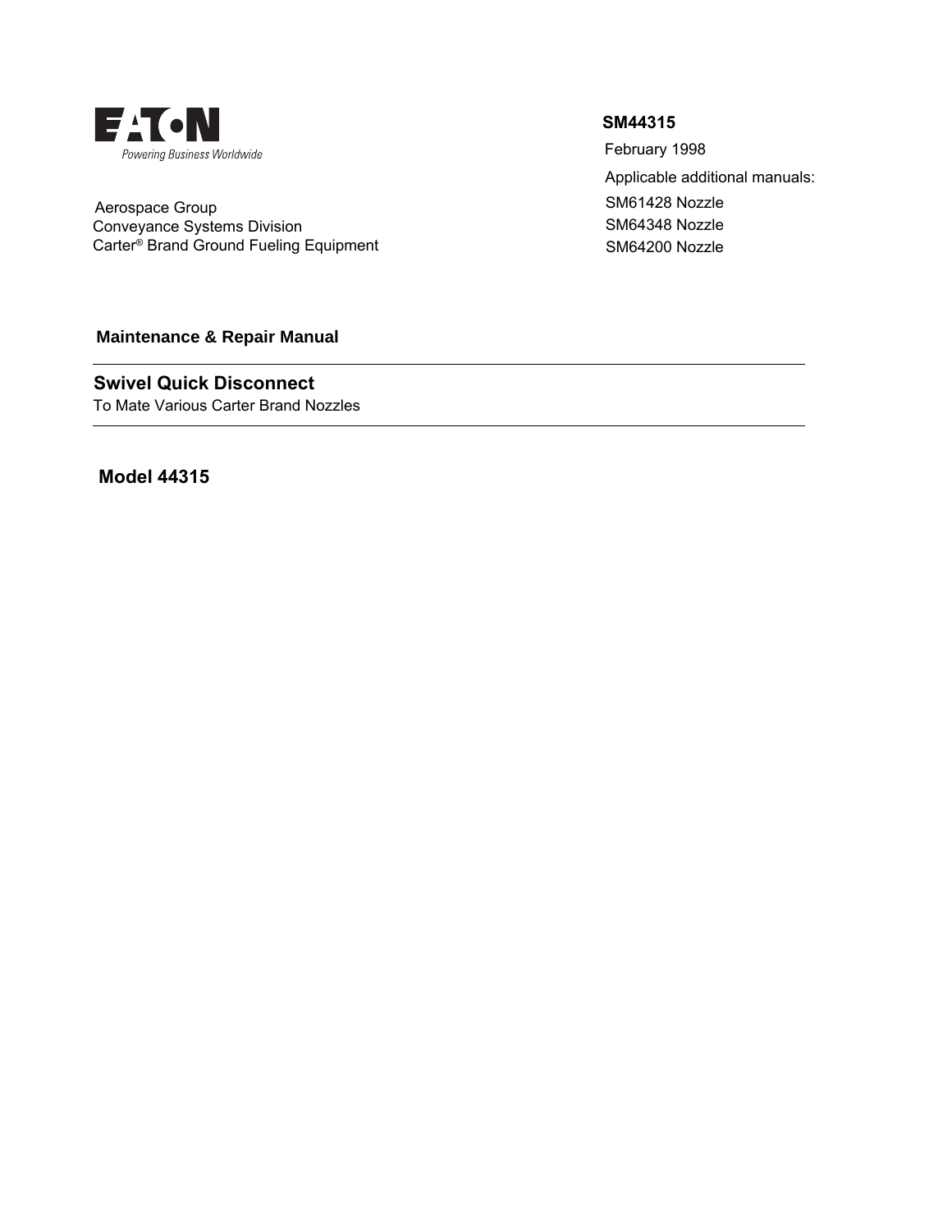EATON

Powering Business Worldwide

Aerospace Group
Conveyance Systems Division
Carter® Brand Ground Fueling Equipment

**SM44315**

February 1998

Applicable additional manuals:

SM61428 Nozzle
SM64348 Nozzle
SM64200 Nozzle

**Maintenance & Repair Manual**

---

## Swivel Quick Disconnect

To Mate Various Carter Brand Nozzles

---

## Model 44315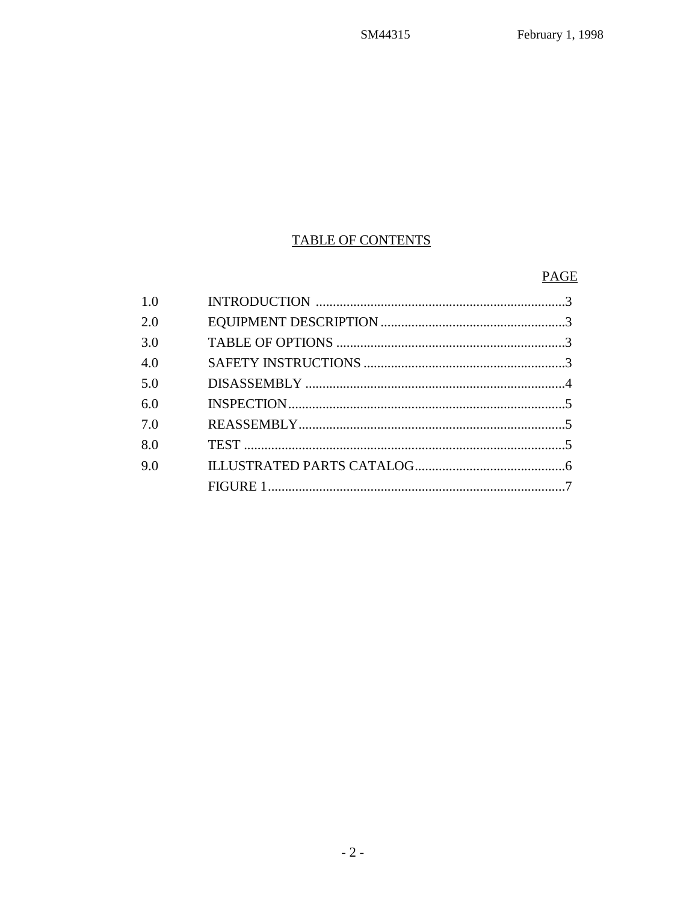## TABLE OF CONTENTS

| | | PAGE |
|---|---|---|
| 1.0 | INTRODUCTION | 3 |
| 2.0 | EQUIPMENT DESCRIPTION | 3 |
| 3.0 | TABLE OF OPTIONS | 3 |
| 4.0 | SAFETY INSTRUCTIONS | 3 |
| 5.0 | DISASSEMBLY | 4 |
| 6.0 | INSPECTION | 5 |
| 7.0 | REASSEMBLY | 5 |
| 8.0 | TEST | 5 |
| 9.0 | ILLUSTRATED PARTS CATALOG | 6 |
| | FIGURE 1 | 7 |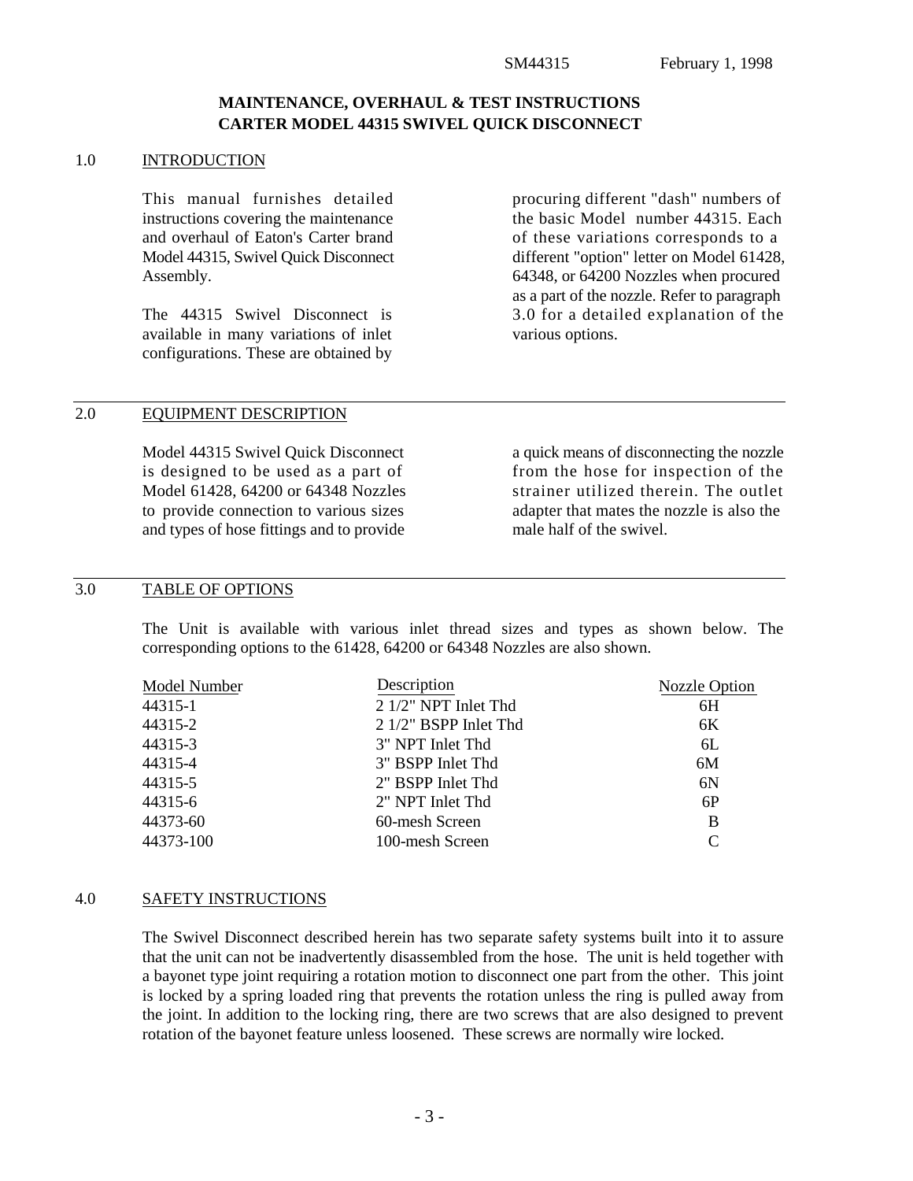# MAINTENANCE, OVERHAUL & TEST INSTRUCTIONS
# CARTER MODEL 44315 SWIVEL QUICK DISCONNECT

## 1.0 INTRODUCTION

This manual furnishes detailed instructions covering the maintenance and overhaul of Eaton's Carter brand Model 44315, Swivel Quick Disconnect Assembly.

The 44315 Swivel Disconnect is available in many variations of inlet configurations. These are obtained by procuring different "dash" numbers of the basic Model number 44315. Each of these variations corresponds to a different "option" letter on Model 61428, 64348, or 64200 Nozzles when procured as a part of the nozzle. Refer to paragraph 3.0 for a detailed explanation of the various options.

## 2.0 EQUIPMENT DESCRIPTION

Model 44315 Swivel Quick Disconnect is designed to be used as a part of Model 61428, 64200 or 64348 Nozzles to provide connection to various sizes and types of hose fittings and to provide a quick means of disconnecting the nozzle from the hose for inspection of the strainer utilized therein. The outlet adapter that mates the nozzle is also the male half of the swivel.

## 3.0 TABLE OF OPTIONS

The Unit is available with various inlet thread sizes and types as shown below. The corresponding options to the 61428, 64200 or 64348 Nozzles are also shown.

| Model Number | Description | Nozzle Option |
|---|---|---|
| 44315-1 | 2 1/2" NPT Inlet Thd | 6H |
| 44315-2 | 2 1/2" BSPP Inlet Thd | 6K |
| 44315-3 | 3" NPT Inlet Thd | 6L |
| 44315-4 | 3" BSPP Inlet Thd | 6M |
| 44315-5 | 2" BSPP Inlet Thd | 6N |
| 44315-6 | 2" NPT Inlet Thd | 6P |
| 44373-60 | 60-mesh Screen | B |
| 44373-100 | 100-mesh Screen | C |

## 4.0 SAFETY INSTRUCTIONS

The Swivel Disconnect described herein has two separate safety systems built into it to assure that the unit can not be inadvertently disassembled from the hose. The unit is held together with a bayonet type joint requiring a rotation motion to disconnect one part from the other. This joint is locked by a spring loaded ring that prevents the rotation unless the ring is pulled away from the joint. In addition to the locking ring, there are two screws that are also designed to prevent rotation of the bayonet feature unless loosened. These screws are normally wire locked.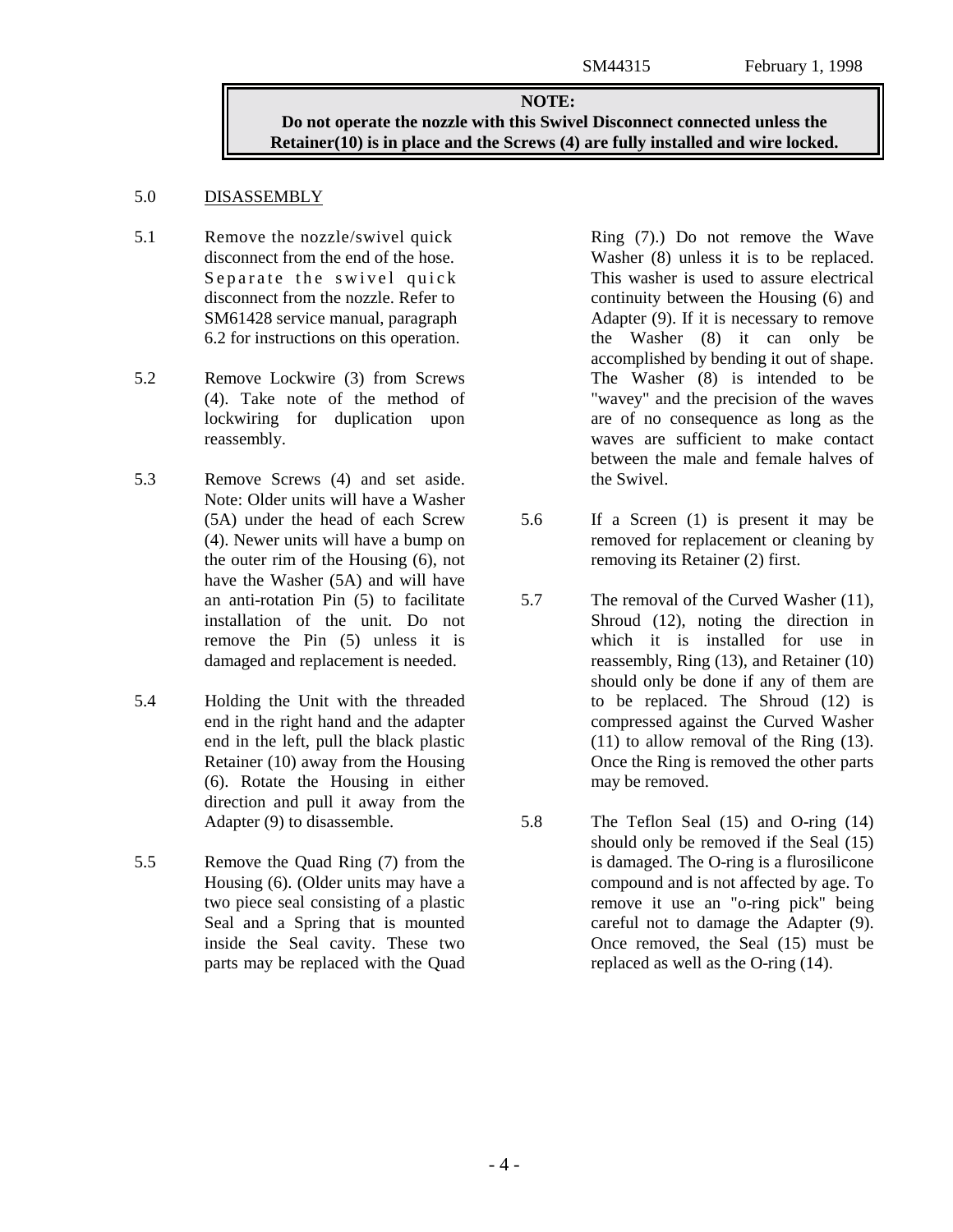**NOTE:**
**Do not operate the nozzle with this Swivel Disconnect connected unless the Retainer(10) is in place and the Screws (4) are fully installed and wire locked.**

## 5.0 DISASSEMBLY

5.1 Remove the nozzle/swivel quick disconnect from the end of the hose. Separate the swivel quick disconnect from the nozzle. Refer to SM61428 service manual, paragraph 6.2 for instructions on this operation.

5.2 Remove Lockwire (3) from Screws (4). Take note of the method of lockwiring for duplication upon reassembly.

5.3 Remove Screws (4) and set aside. Note: Older units will have a Washer (5A) under the head of each Screw (4). Newer units will have a bump on the outer rim of the Housing (6), not have the Washer (5A) and will have an anti-rotation Pin (5) to facilitate installation of the unit. Do not remove the Pin (5) unless it is damaged and replacement is needed.

5.4 Holding the Unit with the threaded end in the right hand and the adapter end in the left, pull the black plastic Retainer (10) away from the Housing (6). Rotate the Housing in either direction and pull it away from the Adapter (9) to disassemble.

5.5 Remove the Quad Ring (7) from the Housing (6). (Older units may have a two piece seal consisting of a plastic Seal and a Spring that is mounted inside the Seal cavity. These two parts may be replaced with the Quad Ring (7).) Do not remove the Wave Washer (8) unless it is to be replaced. This washer is used to assure electrical continuity between the Housing (6) and Adapter (9). If it is necessary to remove the Washer (8) it can only be accomplished by bending it out of shape. The Washer (8) is intended to be "wavey" and the precision of the waves are of no consequence as long as the waves are sufficient to make contact between the male and female halves of the Swivel.

5.6 If a Screen (1) is present it may be removed for replacement or cleaning by removing its Retainer (2) first.

5.7 The removal of the Curved Washer (11), Shroud (12), noting the direction in which it is installed for use in reassembly, Ring (13), and Retainer (10) should only be done if any of them are to be replaced. The Shroud (12) is compressed against the Curved Washer (11) to allow removal of the Ring (13). Once the Ring is removed the other parts may be removed.

5.8 The Teflon Seal (15) and O-ring (14) should only be removed if the Seal (15) is damaged. The O-ring is a flurosilicone compound and is not affected by age. To remove it use an "o-ring pick" being careful not to damage the Adapter (9). Once removed, the Seal (15) must be replaced as well as the O-ring (14).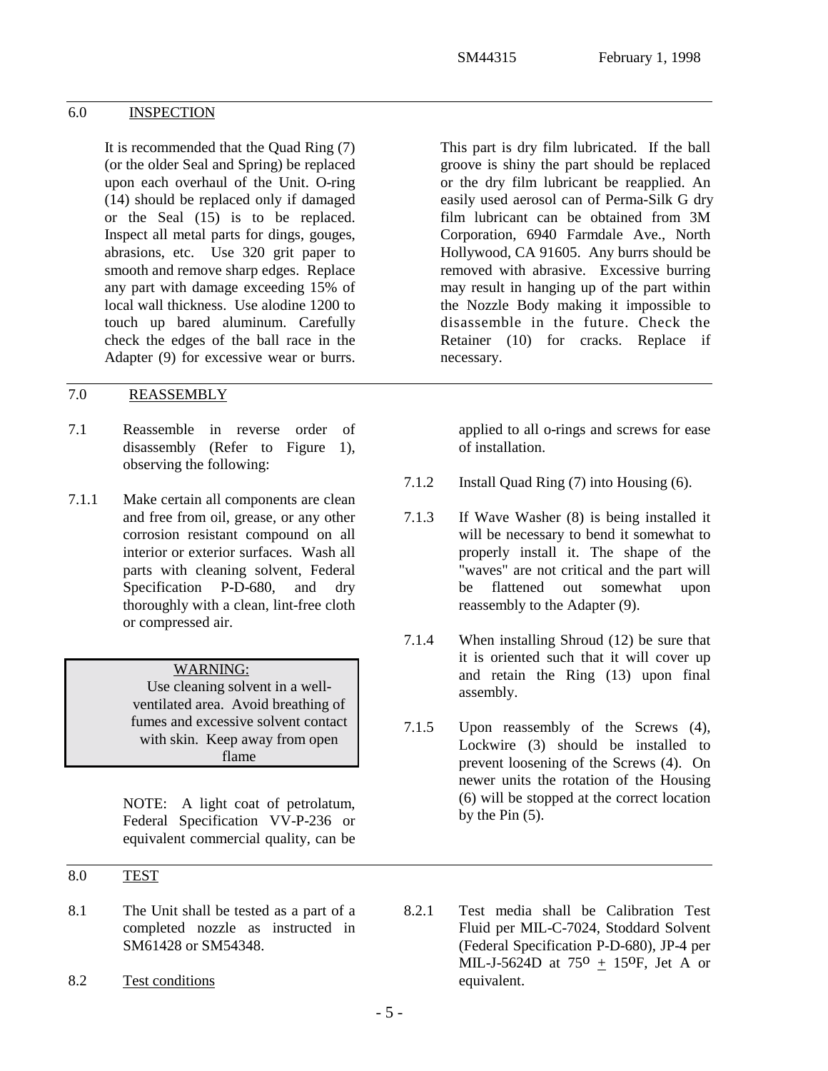## 6.0 INSPECTION

It is recommended that the Quad Ring (7) (or the older Seal and Spring) be replaced upon each overhaul of the Unit. O-ring (14) should be replaced only if damaged or the Seal (15) is to be replaced. Inspect all metal parts for dings, gouges, abrasions, etc. Use 320 grit paper to smooth and remove sharp edges. Replace any part with damage exceeding 15% of local wall thickness. Use alodine 1200 to touch up bared aluminum. Carefully check the edges of the ball race in the Adapter (9) for excessive wear or burrs. This part is dry film lubricated. If the ball groove is shiny the part should be replaced or the dry film lubricant be reapplied. An easily used aerosol can of Perma-Silk G dry film lubricant can be obtained from 3M Corporation, 6940 Farmdale Ave., North Hollywood, CA 91605. Any burrs should be removed with abrasive. Excessive burring may result in hanging up of the part within the Nozzle Body making it impossible to disassemble in the future. Check the Retainer (10) for cracks. Replace if necessary.

## 7.0 REASSEMBLY

7.1 Reassemble in reverse order of disassembly (Refer to Figure 1), observing the following:

7.1.1 Make certain all components are clean and free from oil, grease, or any other corrosion resistant compound on all interior or exterior surfaces. Wash all parts with cleaning solvent, Federal Specification P-D-680, and dry thoroughly with a clean, lint-free cloth or compressed air.

> WARNING:
> Use cleaning solvent in a well-ventilated area. Avoid breathing of fumes and excessive solvent contact with skin. Keep away from open flame

NOTE: A light coat of petrolatum, Federal Specification VV-P-236 or equivalent commercial quality, can be applied to all o-rings and screws for ease of installation.

7.1.2 Install Quad Ring (7) into Housing (6).

7.1.3 If Wave Washer (8) is being installed it will be necessary to bend it somewhat to properly install it. The shape of the "waves" are not critical and the part will be flattened out somewhat upon reassembly to the Adapter (9).

7.1.4 When installing Shroud (12) be sure that it is oriented such that it will cover up and retain the Ring (13) upon final assembly.

7.1.5 Upon reassembly of the Screws (4), Lockwire (3) should be installed to prevent loosening of the Screws (4). On newer units the rotation of the Housing (6) will be stopped at the correct location by the Pin (5).

## 8.0 TEST

8.1 The Unit shall be tested as a part of a completed nozzle as instructed in SM61428 or SM54348.

8.2 Test conditions

8.2.1 Test media shall be Calibration Test Fluid per MIL-C-7024, Stoddard Solvent (Federal Specification P-D-680), JP-4 per MIL-J-5624D at $75^{o} \pm 15^{o}$F, Jet A or equivalent.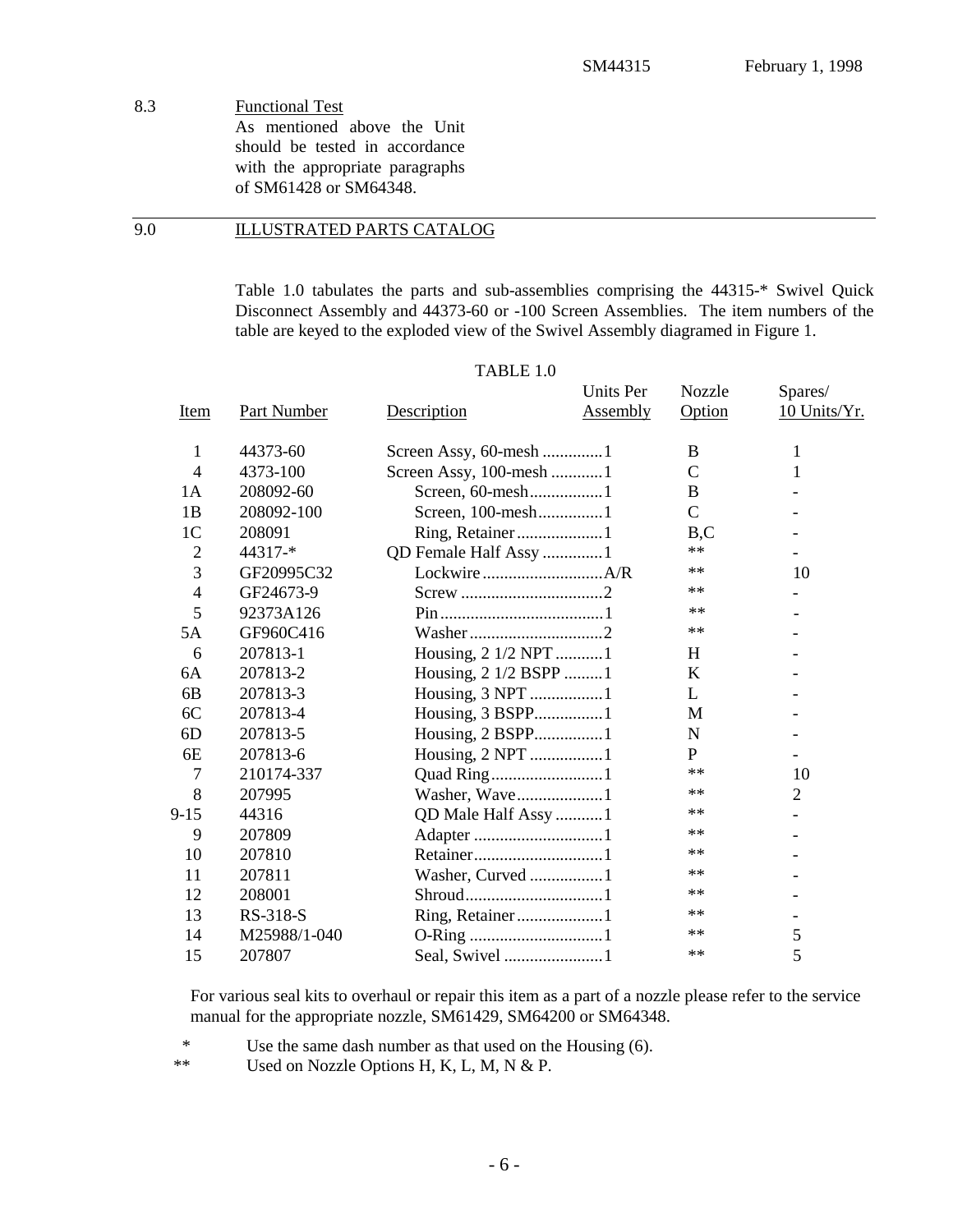8.3 Functional Test

As mentioned above the Unit should be tested in accordance with the appropriate paragraphs of SM61428 or SM64348.

## 9.0 ILLUSTRATED PARTS CATALOG

Table 1.0 tabulates the parts and sub-assemblies comprising the 44315-* Swivel Quick Disconnect Assembly and 44373-60 or -100 Screen Assemblies. The item numbers of the table are keyed to the exploded view of the Swivel Assembly diagramed in Figure 1.

TABLE 1.0

| Item | Part Number | Description | Units Per Assembly | Nozzle Option | Spares/ 10 Units/Yr. |
|---|---|---|---|---|---|
| 1 | 44373-60 | Screen Assy, 60-mesh | 1 | B | 1 |
| 4 | 4373-100 | Screen Assy, 100-mesh | 1 | C | 1 |
| 1A | 208092-60 | Screen, 60-mesh | 1 | B | - |
| 1B | 208092-100 | Screen, 100-mesh | 1 | C | - |
| 1C | 208091 | Ring, Retainer | 1 | B,C | - |
| 2 | 44317-* | QD Female Half Assy | 1 | ** | - |
| 3 | GF20995C32 | Lockwire | A/R | ** | 10 |
| 4 | GF24673-9 | Screw | 2 | ** | - |
| 5 | 92373A126 | Pin | 1 | ** | - |
| 5A | GF960C416 | Washer | 2 | ** | - |
| 6 | 207813-1 | Housing, 2 1/2 NPT | 1 | H | - |
| 6A | 207813-2 | Housing, 2 1/2 BSPP | 1 | K | - |
| 6B | 207813-3 | Housing, 3 NPT | 1 | L | - |
| 6C | 207813-4 | Housing, 3 BSPP | 1 | M | - |
| 6D | 207813-5 | Housing, 2 BSPP | 1 | N | - |
| 6E | 207813-6 | Housing, 2 NPT | 1 | P | - |
| 7 | 210174-337 | Quad Ring | 1 | ** | 10 |
| 8 | 207995 | Washer, Wave | 1 | ** | 2 |
| 9-15 | 44316 | QD Male Half Assy | 1 | ** | - |
| 9 | 207809 | Adapter | 1 | ** | - |
| 10 | 207810 | Retainer | 1 | ** | - |
| 11 | 207811 | Washer, Curved | 1 | ** | - |
| 12 | 208001 | Shroud | 1 | ** | - |
| 13 | RS-318-S | Ring, Retainer | 1 | ** | - |
| 14 | M25988/1-040 | O-Ring | 1 | ** | 5 |
| 15 | 207807 | Seal, Swivel | 1 | ** | 5 |

For various seal kits to overhaul or repair this item as a part of a nozzle please refer to the service manual for the appropriate nozzle, SM61429, SM64200 or SM64348.

\* Use the same dash number as that used on the Housing (6).

\*\* Used on Nozzle Options H, K, L, M, N & P.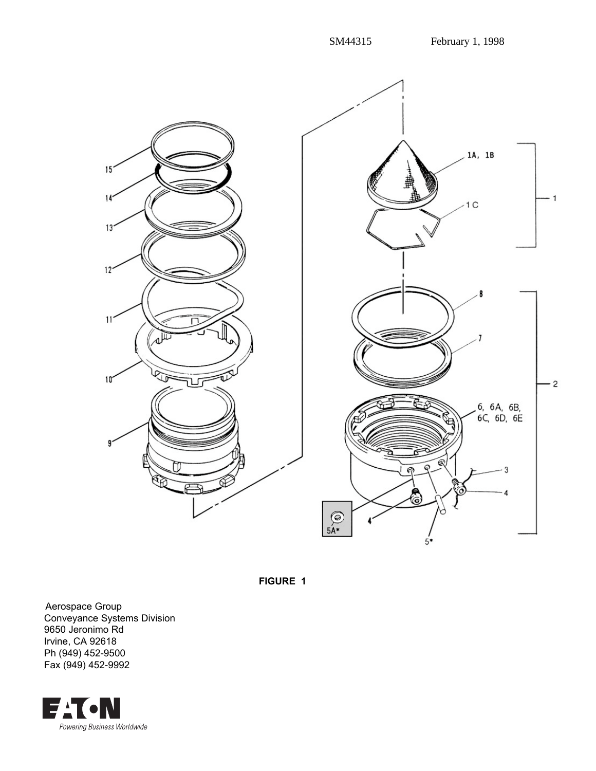SM44315 February 1, 1998

15
14
13
12
11
10
9

1A, 1B
1C
1
8
7
2
6, 6A, 6B, 6C, 6D, 6E
3
4
4
5A*
5*

**FIGURE 1**

Aerospace Group
Conveyance Systems Division
9650 Jeronimo Rd
Irvine, CA 92618
Ph (949) 452-9500
Fax (949) 452-9992

EATON
*Powering Business Worldwide*